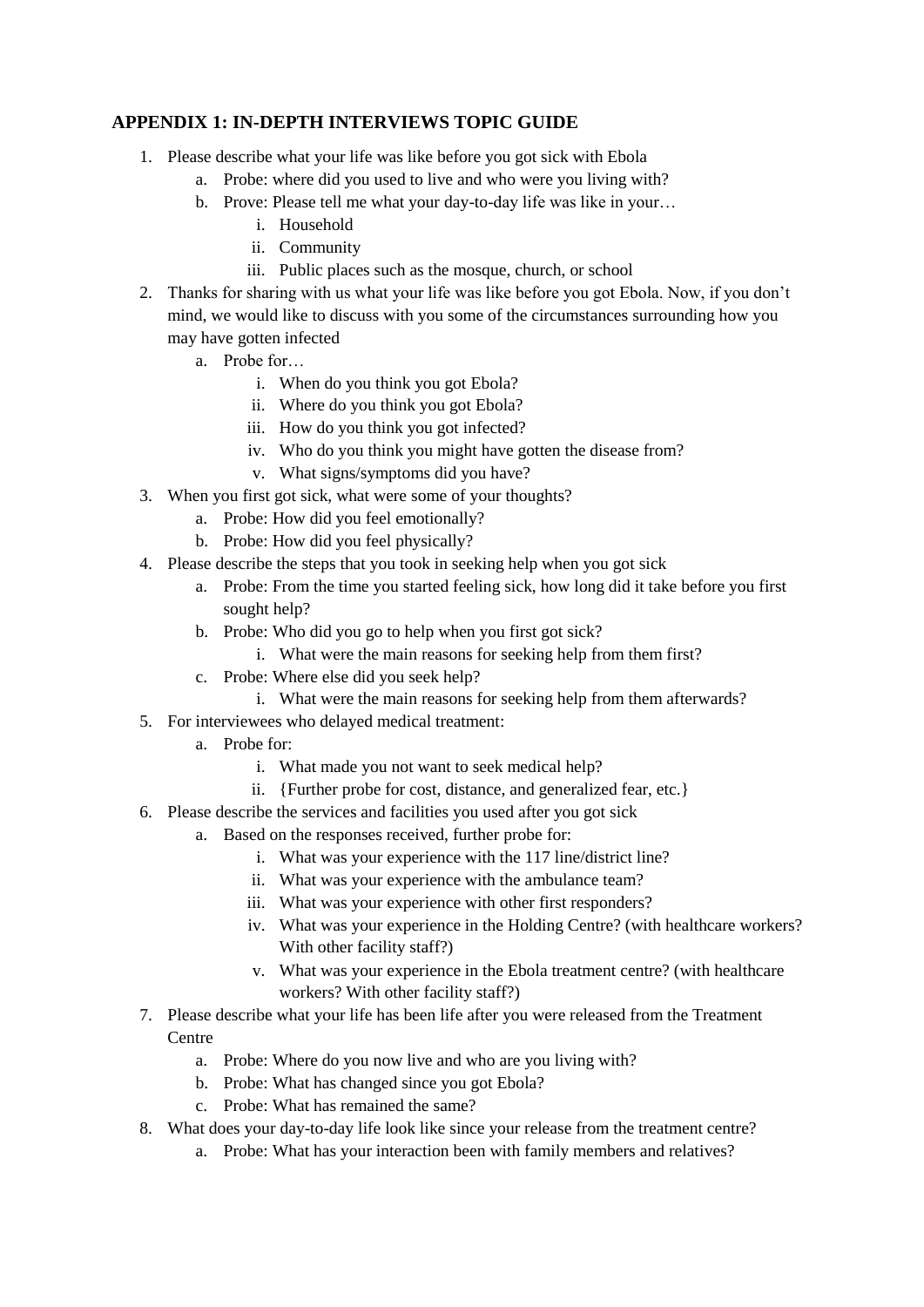## APPENDIX 1: IN-DEPTH INTERVIEWS TOPIC GUIDE

1. Please describe what your life was like before you got sick with Ebola
   a. Probe: where did you used to live and who were you living with?
   b. Prove: Please tell me what your day-to-day life was like in your…
      i. Household
      ii. Community
      iii. Public places such as the mosque, church, or school
2. Thanks for sharing with us what your life was like before you got Ebola. Now, if you don't mind, we would like to discuss with you some of the circumstances surrounding how you may have gotten infected
   a. Probe for…
      i. When do you think you got Ebola?
      ii. Where do you think you got Ebola?
      iii. How do you think you got infected?
      iv. Who do you think you might have gotten the disease from?
      v. What signs/symptoms did you have?
3. When you first got sick, what were some of your thoughts?
   a. Probe: How did you feel emotionally?
   b. Probe: How did you feel physically?
4. Please describe the steps that you took in seeking help when you got sick
   a. Probe: From the time you started feeling sick, how long did it take before you first sought help?
   b. Probe: Who did you go to help when you first got sick?
      i. What were the main reasons for seeking help from them first?
   c. Probe: Where else did you seek help?
      i. What were the main reasons for seeking help from them afterwards?
5. For interviewees who delayed medical treatment:
   a. Probe for:
      i. What made you not want to seek medical help?
      ii. {Further probe for cost, distance, and generalized fear, etc.}
6. Please describe the services and facilities you used after you got sick
   a. Based on the responses received, further probe for:
      i. What was your experience with the 117 line/district line?
      ii. What was your experience with the ambulance team?
      iii. What was your experience with other first responders?
      iv. What was your experience in the Holding Centre? (with healthcare workers? With other facility staff?)
      v. What was your experience in the Ebola treatment centre? (with healthcare workers? With other facility staff?)
7. Please describe what your life has been life after you were released from the Treatment Centre
   a. Probe: Where do you now live and who are you living with?
   b. Probe: What has changed since you got Ebola?
   c. Probe: What has remained the same?
8. What does your day-to-day life look like since your release from the treatment centre?
   a. Probe: What has your interaction been with family members and relatives?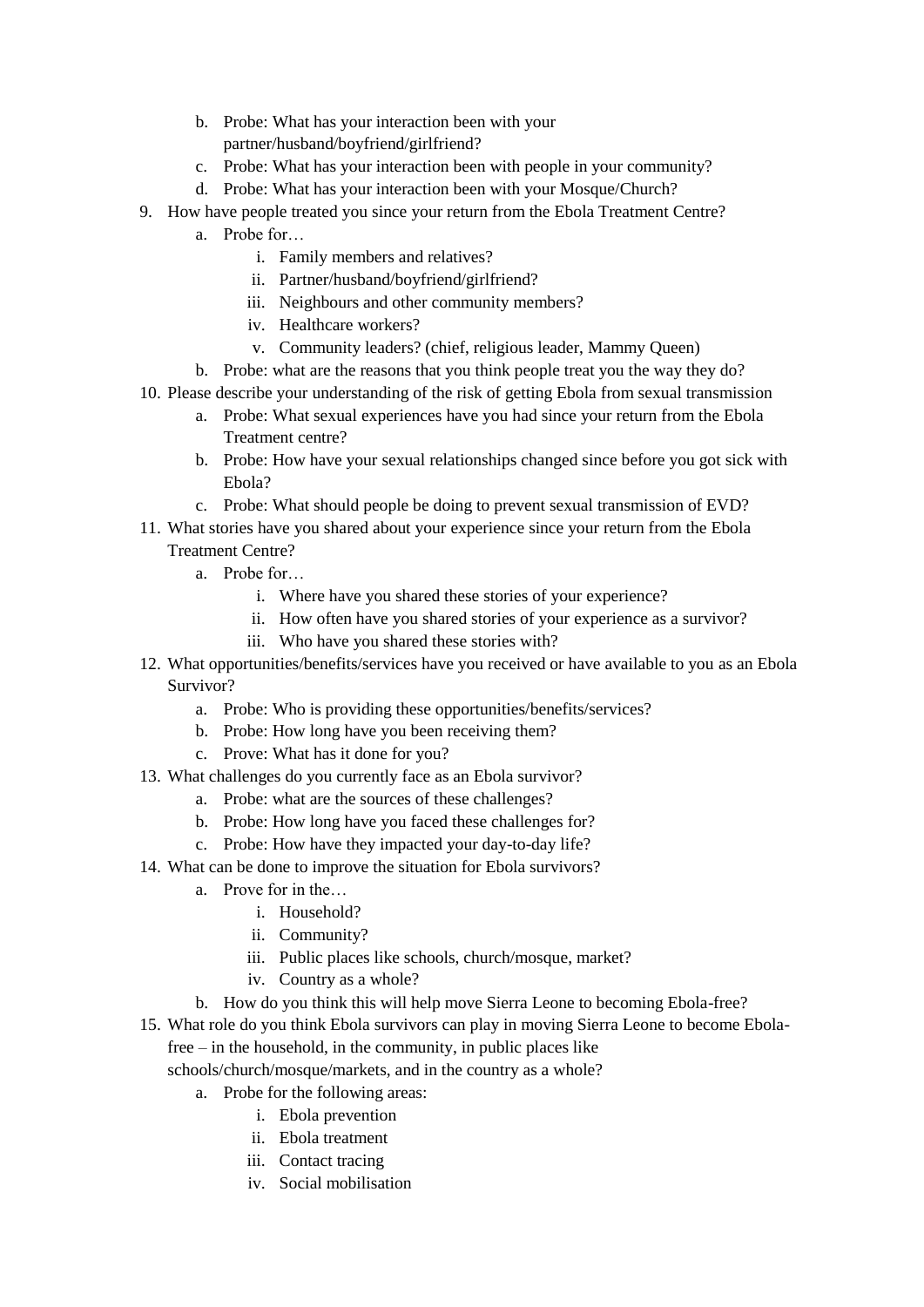b. Probe: What has your interaction been with your partner/husband/boyfriend/girlfriend?
   c. Probe: What has your interaction been with people in your community?
   d. Probe: What has your interaction been with your Mosque/Church?

9. How have people treated you since your return from the Ebola Treatment Centre?
   a. Probe for…
      i. Family members and relatives?
      ii. Partner/husband/boyfriend/girlfriend?
      iii. Neighbours and other community members?
      iv. Healthcare workers?
      v. Community leaders? (chief, religious leader, Mammy Queen)
   b. Probe: what are the reasons that you think people treat you the way they do?
10. Please describe your understanding of the risk of getting Ebola from sexual transmission
    a. Probe: What sexual experiences have you had since your return from the Ebola Treatment centre?
    b. Probe: How have your sexual relationships changed since before you got sick with Ebola?
    c. Probe: What should people be doing to prevent sexual transmission of EVD?
11. What stories have you shared about your experience since your return from the Ebola Treatment Centre?
    a. Probe for…
       i. Where have you shared these stories of your experience?
       ii. How often have you shared stories of your experience as a survivor?
       iii. Who have you shared these stories with?
12. What opportunities/benefits/services have you received or have available to you as an Ebola Survivor?
    a. Probe: Who is providing these opportunities/benefits/services?
    b. Probe: How long have you been receiving them?
    c. Prove: What has it done for you?
13. What challenges do you currently face as an Ebola survivor?
    a. Probe: what are the sources of these challenges?
    b. Probe: How long have you faced these challenges for?
    c. Probe: How have they impacted your day-to-day life?
14. What can be done to improve the situation for Ebola survivors?
    a. Prove for in the…
       i. Household?
       ii. Community?
       iii. Public places like schools, church/mosque, market?
       iv. Country as a whole?
    b. How do you think this will help move Sierra Leone to becoming Ebola-free?
15. What role do you think Ebola survivors can play in moving Sierra Leone to become Ebola-free – in the household, in the community, in public places like schools/church/mosque/markets, and in the country as a whole?
    a. Probe for the following areas:
       i. Ebola prevention
       ii. Ebola treatment
       iii. Contact tracing
       iv. Social mobilisation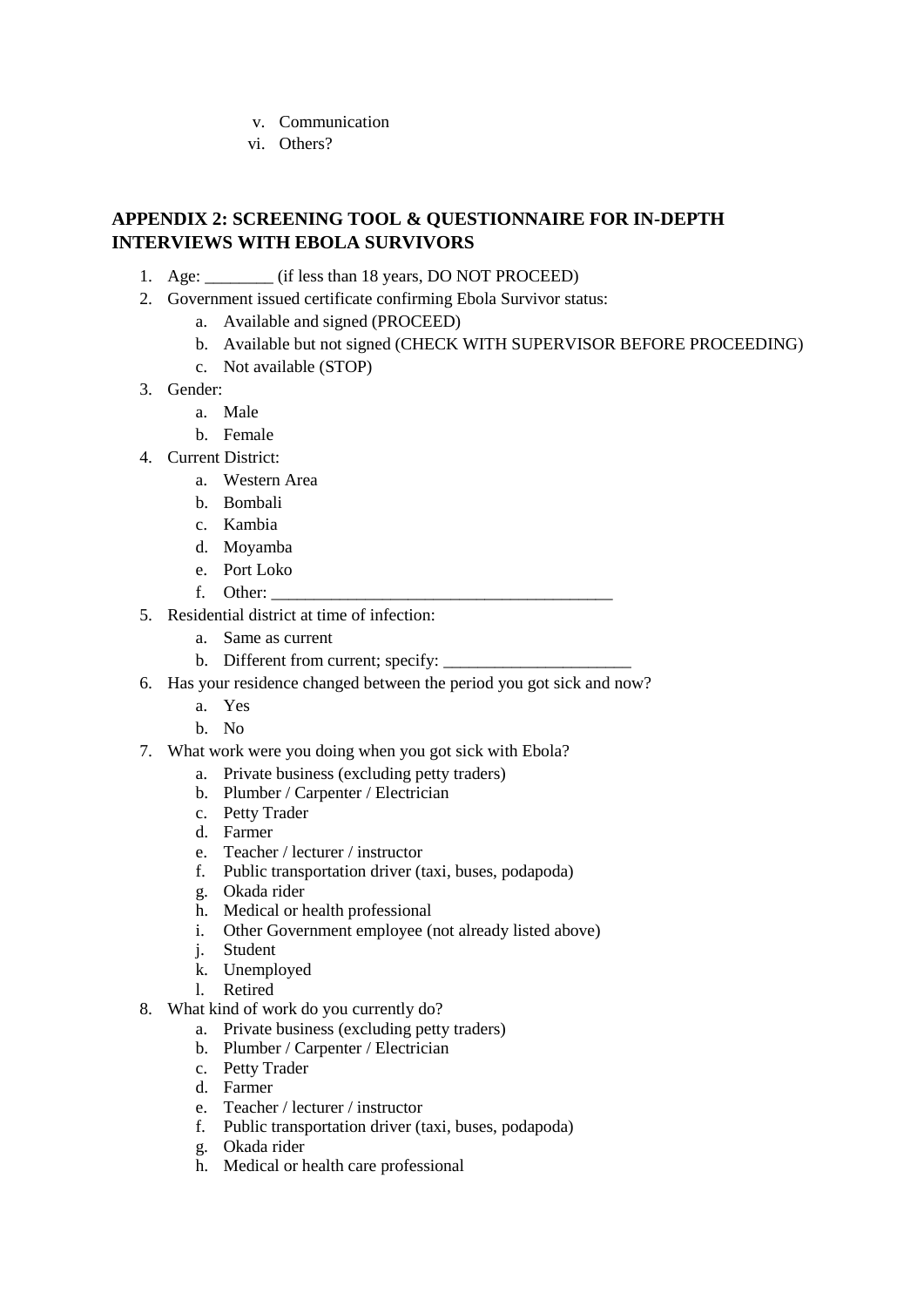v. Communication
vi. Others?

## APPENDIX 2: SCREENING TOOL & QUESTIONNAIRE FOR IN-DEPTH INTERVIEWS WITH EBOLA SURVIVORS

1. Age: ________ (if less than 18 years, DO NOT PROCEED)
2. Government issued certificate confirming Ebola Survivor status:
   a. Available and signed (PROCEED)
   b. Available but not signed (CHECK WITH SUPERVISOR BEFORE PROCEEDING)
   c. Not available (STOP)
3. Gender:
   a. Male
   b. Female
4. Current District:
   a. Western Area
   b. Bombali
   c. Kambia
   d. Moyamba
   e. Port Loko
   f. Other: ________________________________________
5. Residential district at time of infection:
   a. Same as current
   b. Different from current; specify: ______________________
6. Has your residence changed between the period you got sick and now?
   a. Yes
   b. No
7. What work were you doing when you got sick with Ebola?
   a. Private business (excluding petty traders)
   b. Plumber / Carpenter / Electrician
   c. Petty Trader
   d. Farmer
   e. Teacher / lecturer / instructor
   f. Public transportation driver (taxi, buses, podapoda)
   g. Okada rider
   h. Medical or health professional
   i. Other Government employee (not already listed above)
   j. Student
   k. Unemployed
   l. Retired
8. What kind of work do you currently do?
   a. Private business (excluding petty traders)
   b. Plumber / Carpenter / Electrician
   c. Petty Trader
   d. Farmer
   e. Teacher / lecturer / instructor
   f. Public transportation driver (taxi, buses, podapoda)
   g. Okada rider
   h. Medical or health care professional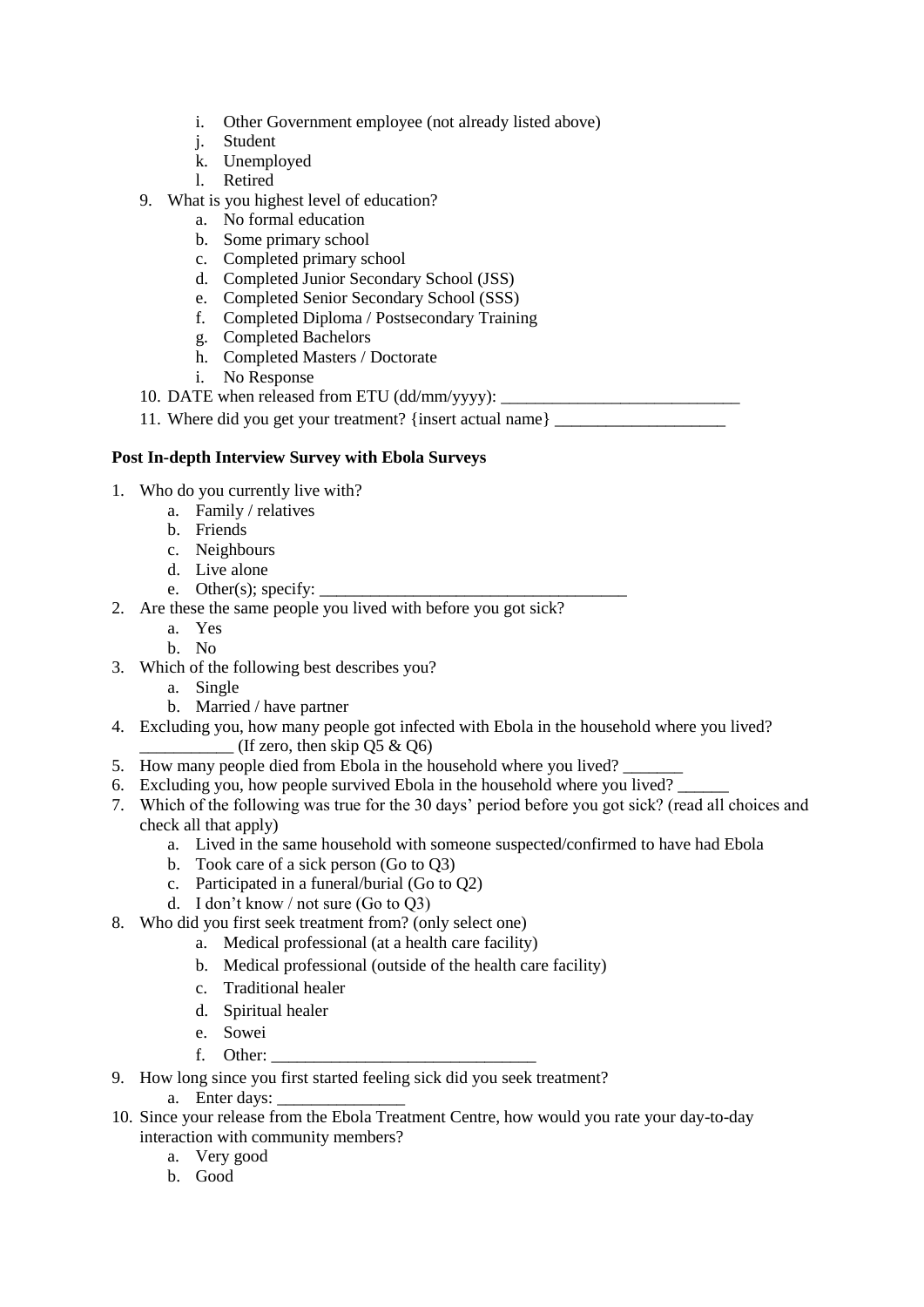i. Other Government employee (not already listed above)
    j. Student
    k. Unemployed
    l. Retired

9. What is you highest level of education?
    a. No formal education
    b. Some primary school
    c. Completed primary school
    d. Completed Junior Secondary School (JSS)
    e. Completed Senior Secondary School (SSS)
    f. Completed Diploma / Postsecondary Training
    g. Completed Bachelors
    h. Completed Masters / Doctorate
    i. No Response
10. DATE when released from ETU (dd/mm/yyyy): ____________________________
11. Where did you get your treatment? {insert actual name} ____________________

**Post In-depth Interview Survey with Ebola Surveys**

1. Who do you currently live with?
    a. Family / relatives
    b. Friends
    c. Neighbours
    d. Live alone
    e. Other(s); specify: ____________________________________
2. Are these the same people you lived with before you got sick?
    a. Yes
    b. No
3. Which of the following best describes you?
    a. Single
    b. Married / have partner
4. Excluding you, how many people got infected with Ebola in the household where you lived? ___________ (If zero, then skip Q5 & Q6)
5. How many people died from Ebola in the household where you lived? _______
6. Excluding you, how people survived Ebola in the household where you lived? ______
7. Which of the following was true for the 30 days' period before you got sick? (read all choices and check all that apply)
    a. Lived in the same household with someone suspected/confirmed to have had Ebola
    b. Took care of a sick person (Go to Q3)
    c. Participated in a funeral/burial (Go to Q2)
    d. I don't know / not sure (Go to Q3)
8. Who did you first seek treatment from? (only select one)
    a. Medical professional (at a health care facility)
    b. Medical professional (outside of the health care facility)
    c. Traditional healer
    d. Spiritual healer
    e. Sowei
    f. Other: _______________________________
9. How long since you first started feeling sick did you seek treatment?
    a. Enter days: _______________
10. Since your release from the Ebola Treatment Centre, how would you rate your day-to-day interaction with community members?
    a. Very good
    b. Good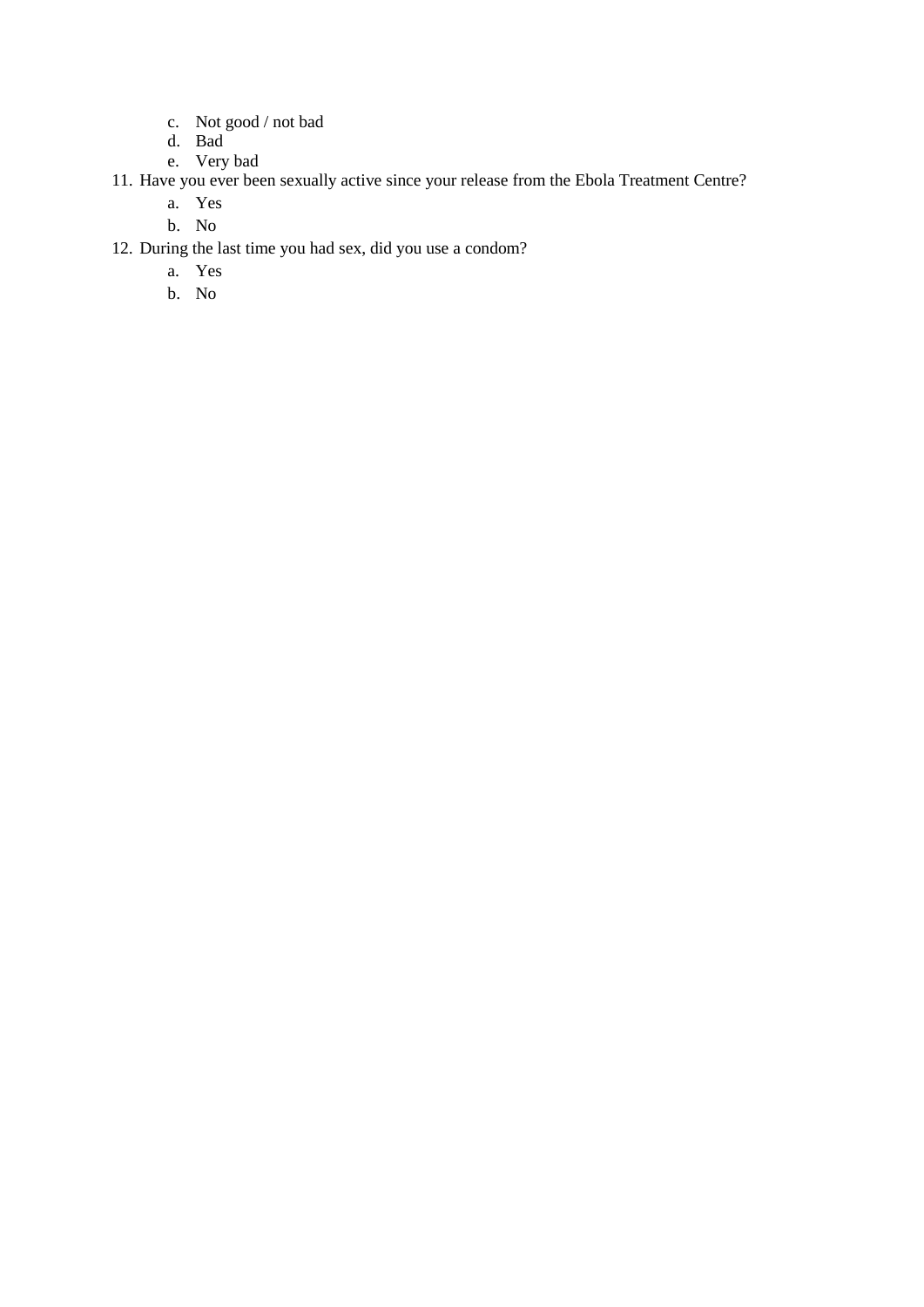c. Not good / not bad
   d. Bad
   e. Very bad

11. Have you ever been sexually active since your release from the Ebola Treatment Centre?
    a. Yes
    b. No
12. During the last time you had sex, did you use a condom?
    a. Yes
    b. No